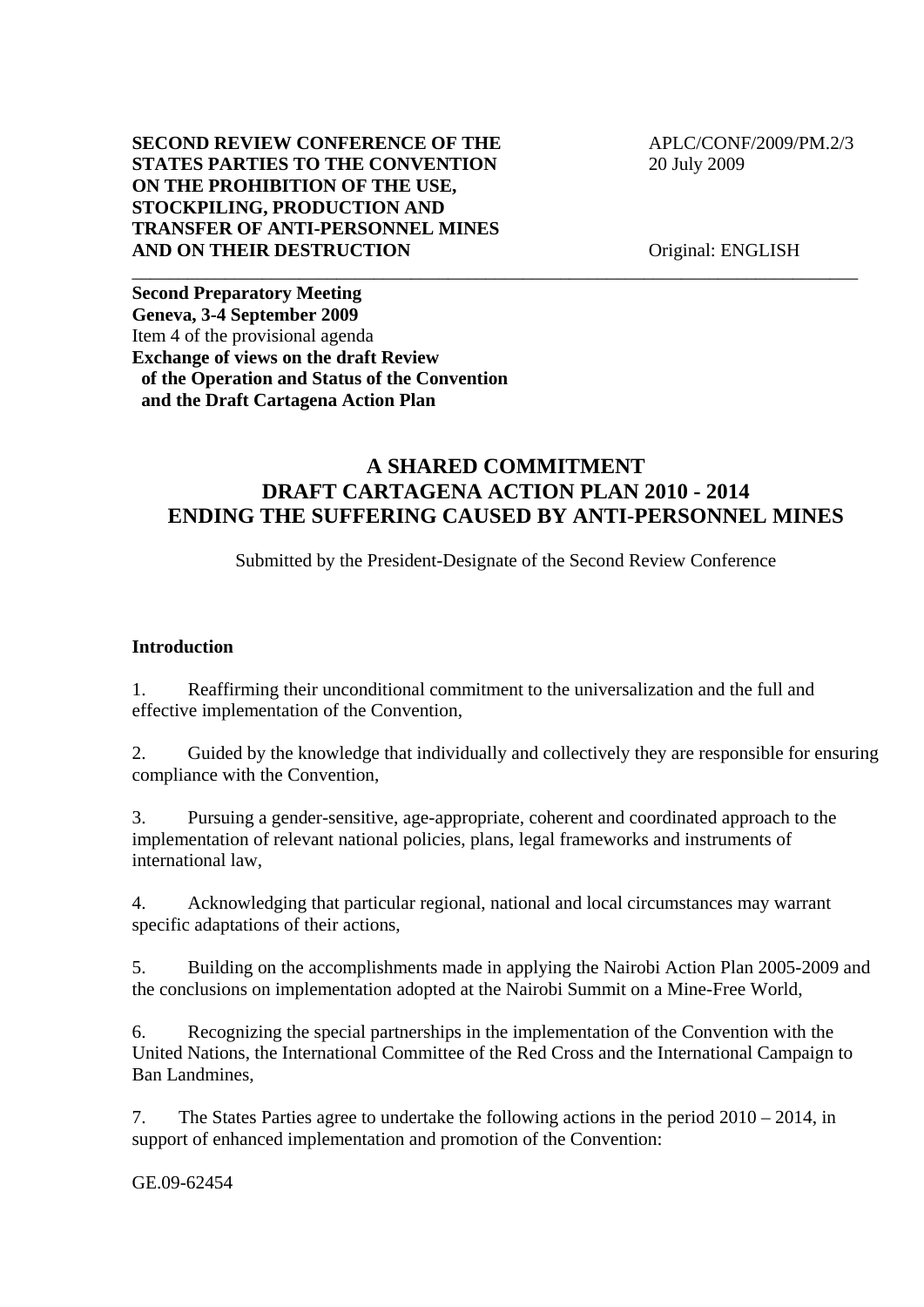**SECOND REVIEW CONFERENCE OF THE STATES PARTIES TO THE CONVENTION ON THE PROHIBITION OF THE USE, STOCKPILING, PRODUCTION AND TRANSFER OF ANTI-PERSONNEL MINES AND ON THEIR DESTRUCTION**

APLC/CONF/2009/PM.2/3
20 July 2009

Original: ENGLISH

---

**Second Preparatory Meeting**
**Geneva, 3-4 September 2009**
Item 4 of the provisional agenda
**Exchange of views on the draft Review of the Operation and Status of the Convention and the Draft Cartagena Action Plan**

# A SHARED COMMITMENT
# DRAFT CARTAGENA ACTION PLAN 2010 - 2014
# ENDING THE SUFFERING CAUSED BY ANTI-PERSONNEL MINES

Submitted by the President-Designate of the Second Review Conference

## Introduction

1. Reaffirming their unconditional commitment to the universalization and the full and effective implementation of the Convention,

2. Guided by the knowledge that individually and collectively they are responsible for ensuring compliance with the Convention,

3. Pursuing a gender-sensitive, age-appropriate, coherent and coordinated approach to the implementation of relevant national policies, plans, legal frameworks and instruments of international law,

4. Acknowledging that particular regional, national and local circumstances may warrant specific adaptations of their actions,

5. Building on the accomplishments made in applying the Nairobi Action Plan 2005-2009 and the conclusions on implementation adopted at the Nairobi Summit on a Mine-Free World,

6. Recognizing the special partnerships in the implementation of the Convention with the United Nations, the International Committee of the Red Cross and the International Campaign to Ban Landmines,

7. The States Parties agree to undertake the following actions in the period 2010 – 2014, in support of enhanced implementation and promotion of the Convention:

GE.09-62454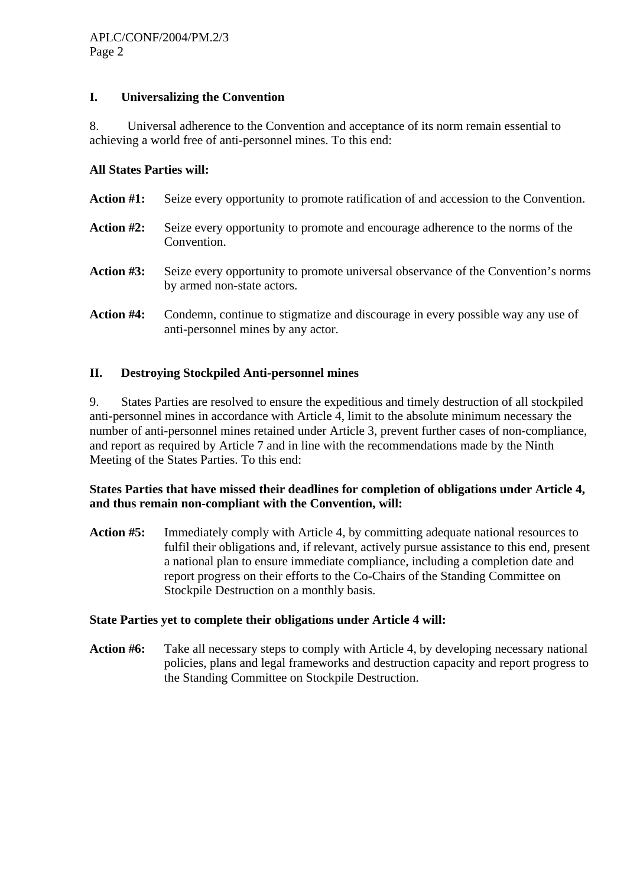## I. Universalizing the Convention

8. Universal adherence to the Convention and acceptance of its norm remain essential to achieving a world free of anti-personnel mines. To this end:

**All States Parties will:**

**Action #1:** Seize every opportunity to promote ratification of and accession to the Convention.

**Action #2:** Seize every opportunity to promote and encourage adherence to the norms of the Convention.

**Action #3:** Seize every opportunity to promote universal observance of the Convention's norms by armed non-state actors.

**Action #4:** Condemn, continue to stigmatize and discourage in every possible way any use of anti-personnel mines by any actor.

## II. Destroying Stockpiled Anti-personnel mines

9. States Parties are resolved to ensure the expeditious and timely destruction of all stockpiled anti-personnel mines in accordance with Article 4, limit to the absolute minimum necessary the number of anti-personnel mines retained under Article 3, prevent further cases of non-compliance, and report as required by Article 7 and in line with the recommendations made by the Ninth Meeting of the States Parties. To this end:

**States Parties that have missed their deadlines for completion of obligations under Article 4, and thus remain non-compliant with the Convention, will:**

**Action #5:** Immediately comply with Article 4, by committing adequate national resources to fulfil their obligations and, if relevant, actively pursue assistance to this end, present a national plan to ensure immediate compliance, including a completion date and report progress on their efforts to the Co-Chairs of the Standing Committee on Stockpile Destruction on a monthly basis.

**State Parties yet to complete their obligations under Article 4 will:**

**Action #6:** Take all necessary steps to comply with Article 4, by developing necessary national policies, plans and legal frameworks and destruction capacity and report progress to the Standing Committee on Stockpile Destruction.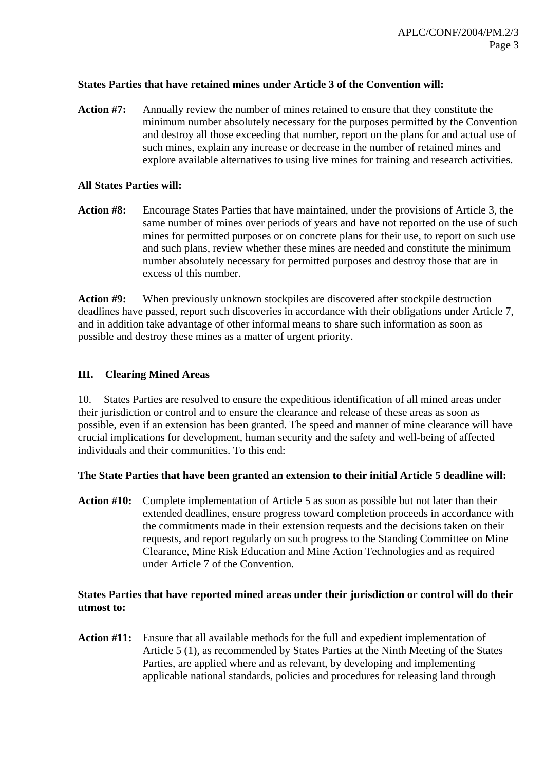**States Parties that have retained mines under Article 3 of the Convention will:**

**Action #7:** Annually review the number of mines retained to ensure that they constitute the minimum number absolutely necessary for the purposes permitted by the Convention and destroy all those exceeding that number, report on the plans for and actual use of such mines, explain any increase or decrease in the number of retained mines and explore available alternatives to using live mines for training and research activities.

**All States Parties will:**

**Action #8:** Encourage States Parties that have maintained, under the provisions of Article 3, the same number of mines over periods of years and have not reported on the use of such mines for permitted purposes or on concrete plans for their use, to report on such use and such plans, review whether these mines are needed and constitute the minimum number absolutely necessary for permitted purposes and destroy those that are in excess of this number.

**Action #9:** When previously unknown stockpiles are discovered after stockpile destruction deadlines have passed, report such discoveries in accordance with their obligations under Article 7, and in addition take advantage of other informal means to share such information as soon as possible and destroy these mines as a matter of urgent priority.

## III. Clearing Mined Areas

10. States Parties are resolved to ensure the expeditious identification of all mined areas under their jurisdiction or control and to ensure the clearance and release of these areas as soon as possible, even if an extension has been granted. The speed and manner of mine clearance will have crucial implications for development, human security and the safety and well-being of affected individuals and their communities. To this end:

**The State Parties that have been granted an extension to their initial Article 5 deadline will:**

**Action #10:** Complete implementation of Article 5 as soon as possible but not later than their extended deadlines, ensure progress toward completion proceeds in accordance with the commitments made in their extension requests and the decisions taken on their requests, and report regularly on such progress to the Standing Committee on Mine Clearance, Mine Risk Education and Mine Action Technologies and as required under Article 7 of the Convention.

**States Parties that have reported mined areas under their jurisdiction or control will do their utmost to:**

**Action #11:** Ensure that all available methods for the full and expedient implementation of Article 5 (1), as recommended by States Parties at the Ninth Meeting of the States Parties, are applied where and as relevant, by developing and implementing applicable national standards, policies and procedures for releasing land through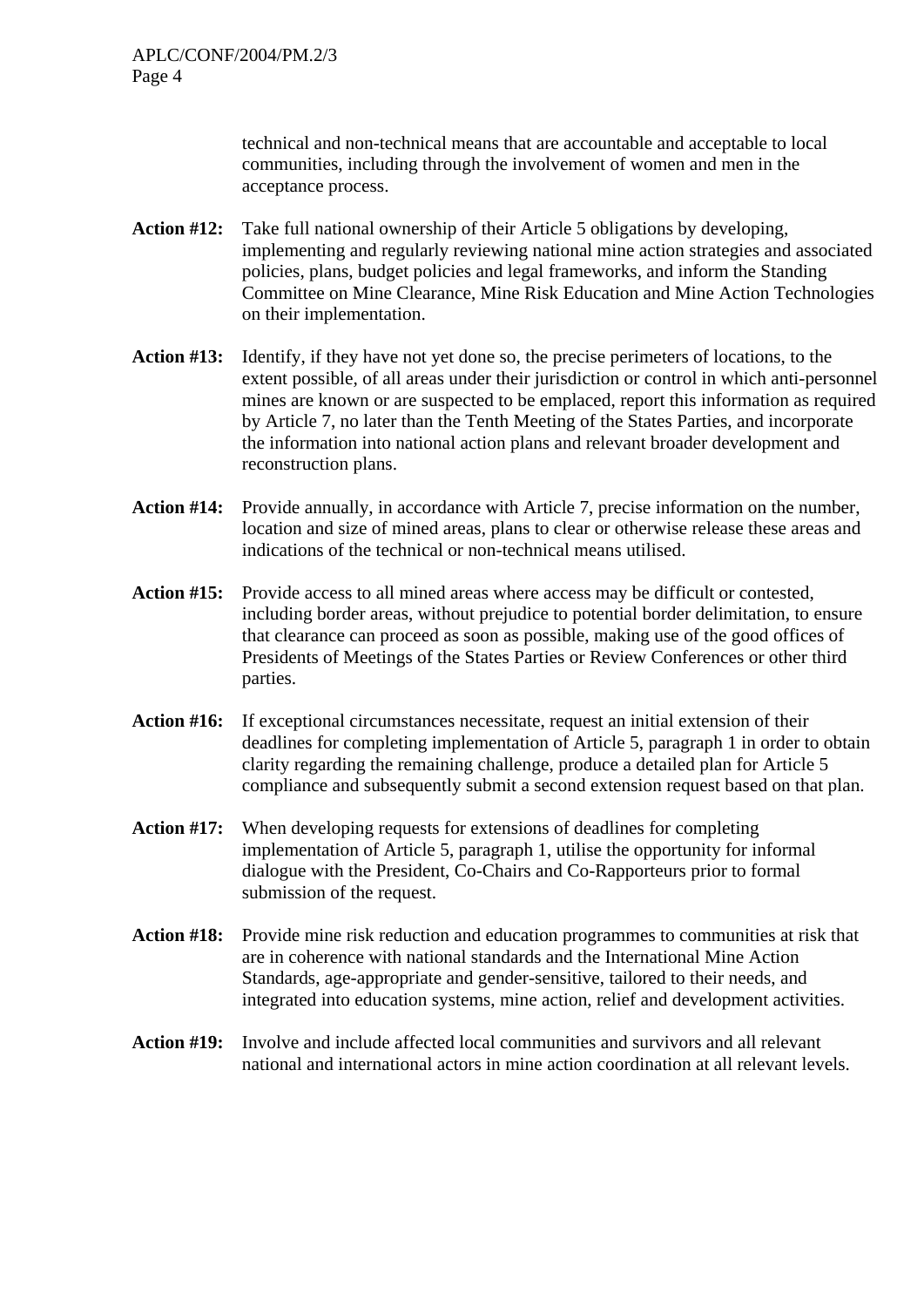technical and non-technical means that are accountable and acceptable to local communities, including through the involvement of women and men in the acceptance process.

**Action #12:** Take full national ownership of their Article 5 obligations by developing, implementing and regularly reviewing national mine action strategies and associated policies, plans, budget policies and legal frameworks, and inform the Standing Committee on Mine Clearance, Mine Risk Education and Mine Action Technologies on their implementation.

**Action #13:** Identify, if they have not yet done so, the precise perimeters of locations, to the extent possible, of all areas under their jurisdiction or control in which anti-personnel mines are known or are suspected to be emplaced, report this information as required by Article 7, no later than the Tenth Meeting of the States Parties, and incorporate the information into national action plans and relevant broader development and reconstruction plans.

**Action #14:** Provide annually, in accordance with Article 7, precise information on the number, location and size of mined areas, plans to clear or otherwise release these areas and indications of the technical or non-technical means utilised.

**Action #15:** Provide access to all mined areas where access may be difficult or contested, including border areas, without prejudice to potential border delimitation, to ensure that clearance can proceed as soon as possible, making use of the good offices of Presidents of Meetings of the States Parties or Review Conferences or other third parties.

**Action #16:** If exceptional circumstances necessitate, request an initial extension of their deadlines for completing implementation of Article 5, paragraph 1 in order to obtain clarity regarding the remaining challenge, produce a detailed plan for Article 5 compliance and subsequently submit a second extension request based on that plan.

**Action #17:** When developing requests for extensions of deadlines for completing implementation of Article 5, paragraph 1, utilise the opportunity for informal dialogue with the President, Co-Chairs and Co-Rapporteurs prior to formal submission of the request.

**Action #18:** Provide mine risk reduction and education programmes to communities at risk that are in coherence with national standards and the International Mine Action Standards, age-appropriate and gender-sensitive, tailored to their needs, and integrated into education systems, mine action, relief and development activities.

**Action #19:** Involve and include affected local communities and survivors and all relevant national and international actors in mine action coordination at all relevant levels.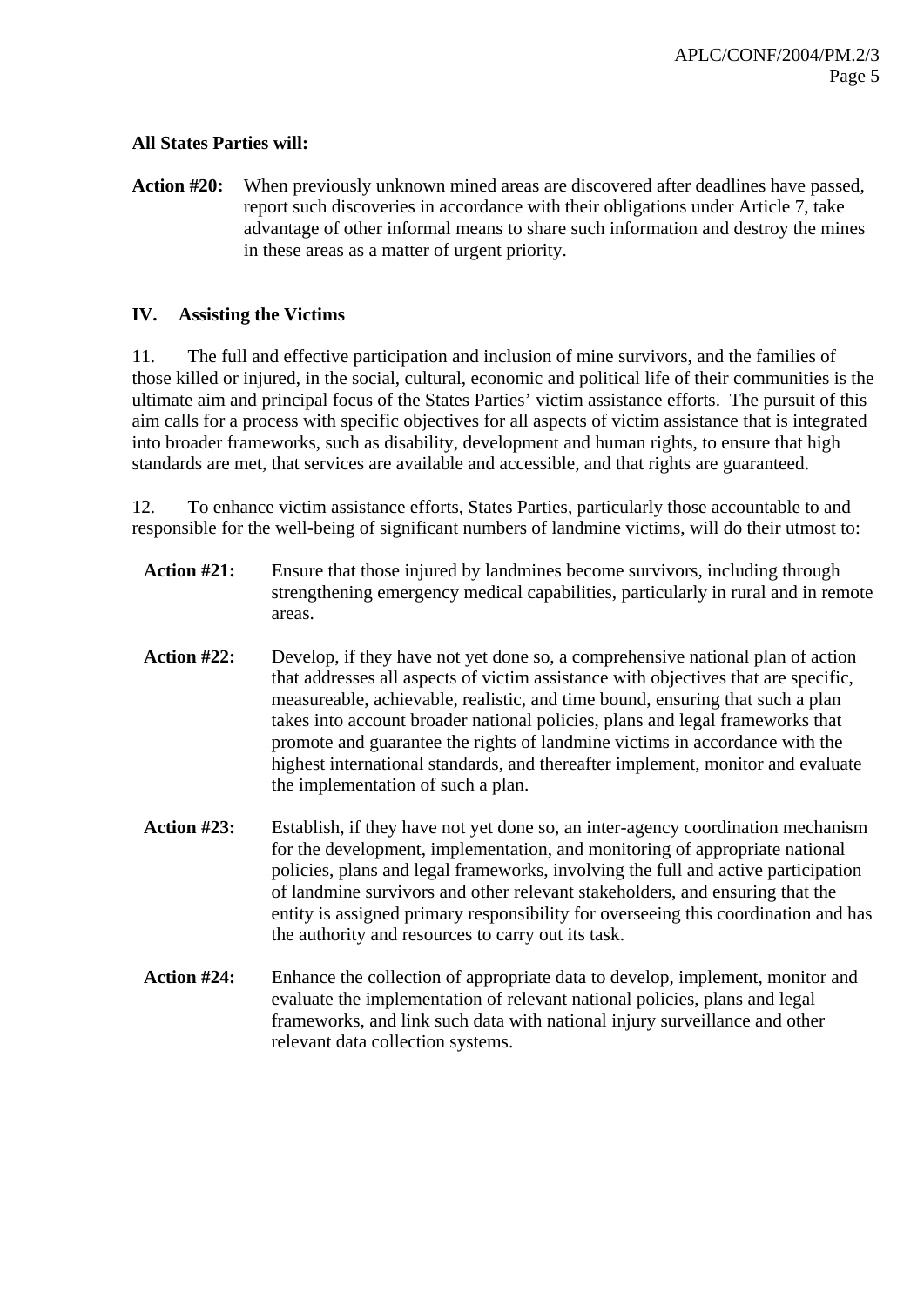**All States Parties will:**

**Action #20:** When previously unknown mined areas are discovered after deadlines have passed, report such discoveries in accordance with their obligations under Article 7, take advantage of other informal means to share such information and destroy the mines in these areas as a matter of urgent priority.

## IV. Assisting the Victims

11. The full and effective participation and inclusion of mine survivors, and the families of those killed or injured, in the social, cultural, economic and political life of their communities is the ultimate aim and principal focus of the States Parties' victim assistance efforts. The pursuit of this aim calls for a process with specific objectives for all aspects of victim assistance that is integrated into broader frameworks, such as disability, development and human rights, to ensure that high standards are met, that services are available and accessible, and that rights are guaranteed.

12. To enhance victim assistance efforts, States Parties, particularly those accountable to and responsible for the well-being of significant numbers of landmine victims, will do their utmost to:

**Action #21:** Ensure that those injured by landmines become survivors, including through strengthening emergency medical capabilities, particularly in rural and in remote areas.

**Action #22:** Develop, if they have not yet done so, a comprehensive national plan of action that addresses all aspects of victim assistance with objectives that are specific, measureable, achievable, realistic, and time bound, ensuring that such a plan takes into account broader national policies, plans and legal frameworks that promote and guarantee the rights of landmine victims in accordance with the highest international standards, and thereafter implement, monitor and evaluate the implementation of such a plan.

**Action #23:** Establish, if they have not yet done so, an inter-agency coordination mechanism for the development, implementation, and monitoring of appropriate national policies, plans and legal frameworks, involving the full and active participation of landmine survivors and other relevant stakeholders, and ensuring that the entity is assigned primary responsibility for overseeing this coordination and has the authority and resources to carry out its task.

**Action #24:** Enhance the collection of appropriate data to develop, implement, monitor and evaluate the implementation of relevant national policies, plans and legal frameworks, and link such data with national injury surveillance and other relevant data collection systems.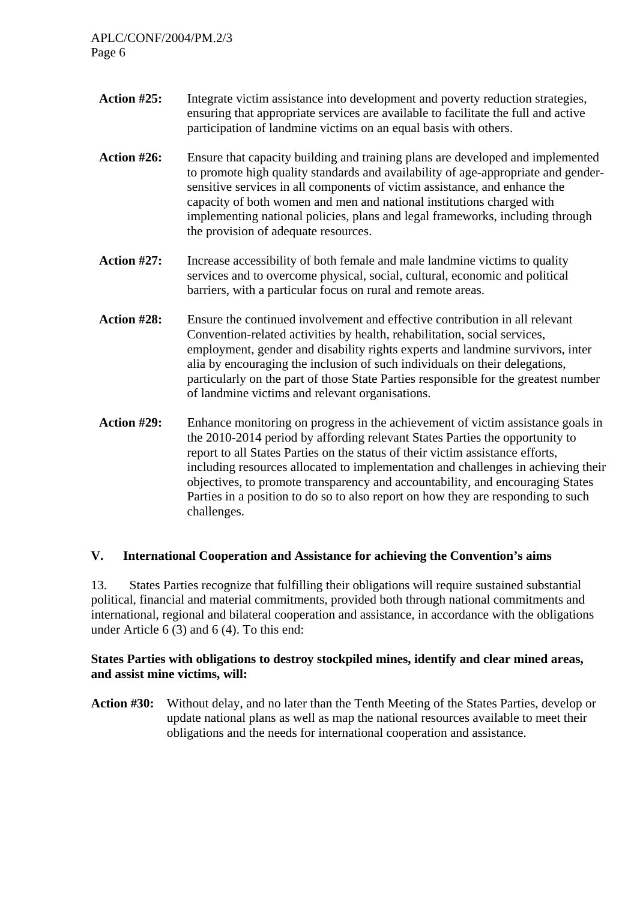**Action #25:** Integrate victim assistance into development and poverty reduction strategies, ensuring that appropriate services are available to facilitate the full and active participation of landmine victims on an equal basis with others.

**Action #26:** Ensure that capacity building and training plans are developed and implemented to promote high quality standards and availability of age-appropriate and gender-sensitive services in all components of victim assistance, and enhance the capacity of both women and men and national institutions charged with implementing national policies, plans and legal frameworks, including through the provision of adequate resources.

**Action #27:** Increase accessibility of both female and male landmine victims to quality services and to overcome physical, social, cultural, economic and political barriers, with a particular focus on rural and remote areas.

**Action #28:** Ensure the continued involvement and effective contribution in all relevant Convention-related activities by health, rehabilitation, social services, employment, gender and disability rights experts and landmine survivors, inter alia by encouraging the inclusion of such individuals on their delegations, particularly on the part of those State Parties responsible for the greatest number of landmine victims and relevant organisations.

**Action #29:** Enhance monitoring on progress in the achievement of victim assistance goals in the 2010-2014 period by affording relevant States Parties the opportunity to report to all States Parties on the status of their victim assistance efforts, including resources allocated to implementation and challenges in achieving their objectives, to promote transparency and accountability, and encouraging States Parties in a position to do so to also report on how they are responding to such challenges.

## V. International Cooperation and Assistance for achieving the Convention's aims

13. States Parties recognize that fulfilling their obligations will require sustained substantial political, financial and material commitments, provided both through national commitments and international, regional and bilateral cooperation and assistance, in accordance with the obligations under Article 6 (3) and 6 (4). To this end:

**States Parties with obligations to destroy stockpiled mines, identify and clear mined areas, and assist mine victims, will:**

**Action #30:** Without delay, and no later than the Tenth Meeting of the States Parties, develop or update national plans as well as map the national resources available to meet their obligations and the needs for international cooperation and assistance.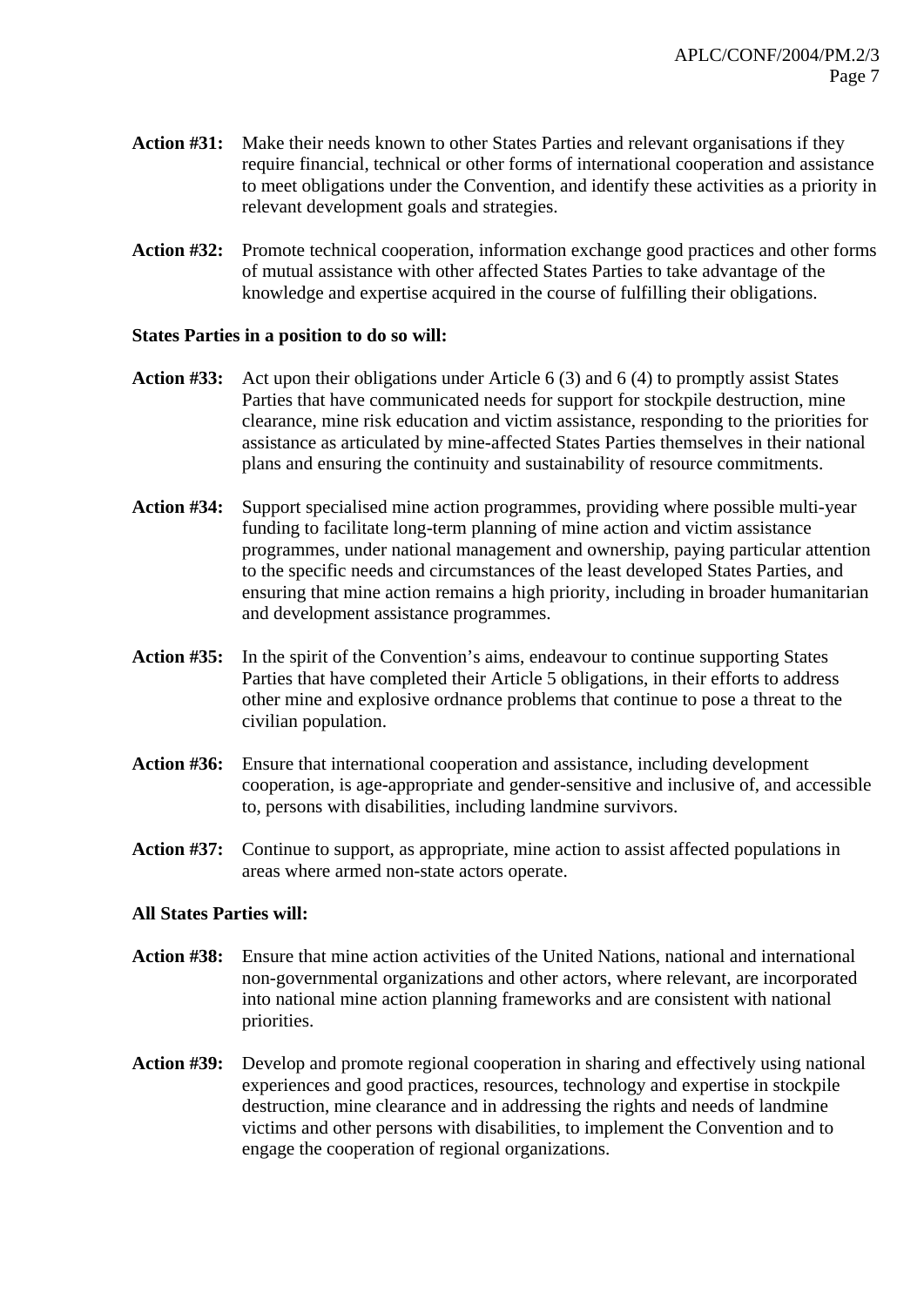**Action #31:** Make their needs known to other States Parties and relevant organisations if they require financial, technical or other forms of international cooperation and assistance to meet obligations under the Convention, and identify these activities as a priority in relevant development goals and strategies.

**Action #32:** Promote technical cooperation, information exchange good practices and other forms of mutual assistance with other affected States Parties to take advantage of the knowledge and expertise acquired in the course of fulfilling their obligations.

**States Parties in a position to do so will:**

**Action #33:** Act upon their obligations under Article 6 (3) and 6 (4) to promptly assist States Parties that have communicated needs for support for stockpile destruction, mine clearance, mine risk education and victim assistance, responding to the priorities for assistance as articulated by mine-affected States Parties themselves in their national plans and ensuring the continuity and sustainability of resource commitments.

**Action #34:** Support specialised mine action programmes, providing where possible multi-year funding to facilitate long-term planning of mine action and victim assistance programmes, under national management and ownership, paying particular attention to the specific needs and circumstances of the least developed States Parties, and ensuring that mine action remains a high priority, including in broader humanitarian and development assistance programmes.

**Action #35:** In the spirit of the Convention's aims, endeavour to continue supporting States Parties that have completed their Article 5 obligations, in their efforts to address other mine and explosive ordnance problems that continue to pose a threat to the civilian population.

**Action #36:** Ensure that international cooperation and assistance, including development cooperation, is age-appropriate and gender-sensitive and inclusive of, and accessible to, persons with disabilities, including landmine survivors.

**Action #37:** Continue to support, as appropriate, mine action to assist affected populations in areas where armed non-state actors operate.

**All States Parties will:**

**Action #38:** Ensure that mine action activities of the United Nations, national and international non-governmental organizations and other actors, where relevant, are incorporated into national mine action planning frameworks and are consistent with national priorities.

**Action #39:** Develop and promote regional cooperation in sharing and effectively using national experiences and good practices, resources, technology and expertise in stockpile destruction, mine clearance and in addressing the rights and needs of landmine victims and other persons with disabilities, to implement the Convention and to engage the cooperation of regional organizations.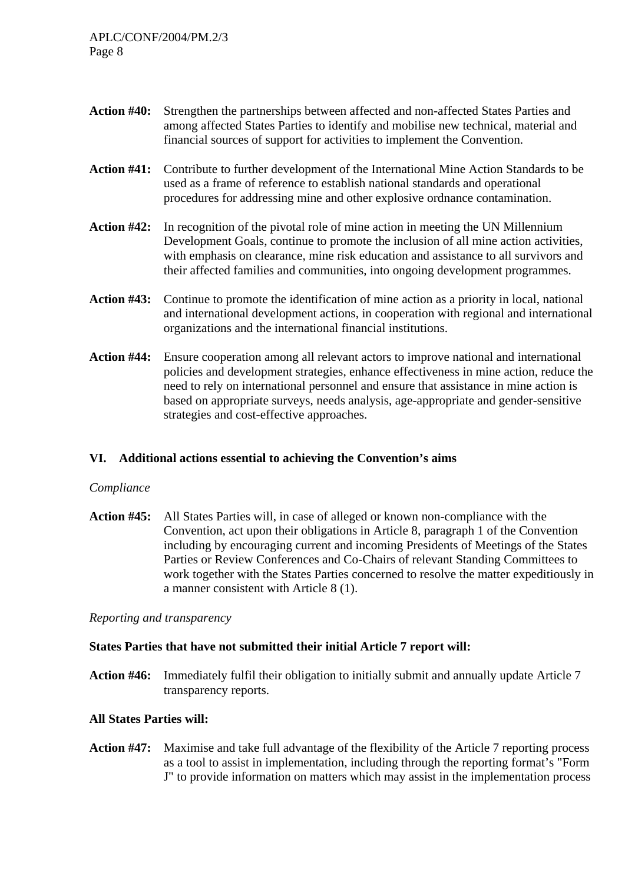**Action #40:** Strengthen the partnerships between affected and non-affected States Parties and among affected States Parties to identify and mobilise new technical, material and financial sources of support for activities to implement the Convention.

**Action #41:** Contribute to further development of the International Mine Action Standards to be used as a frame of reference to establish national standards and operational procedures for addressing mine and other explosive ordnance contamination.

**Action #42:** In recognition of the pivotal role of mine action in meeting the UN Millennium Development Goals, continue to promote the inclusion of all mine action activities, with emphasis on clearance, mine risk education and assistance to all survivors and their affected families and communities, into ongoing development programmes.

**Action #43:** Continue to promote the identification of mine action as a priority in local, national and international development actions, in cooperation with regional and international organizations and the international financial institutions.

**Action #44:** Ensure cooperation among all relevant actors to improve national and international policies and development strategies, enhance effectiveness in mine action, reduce the need to rely on international personnel and ensure that assistance in mine action is based on appropriate surveys, needs analysis, age-appropriate and gender-sensitive strategies and cost-effective approaches.

## VI. Additional actions essential to achieving the Convention's aims

*Compliance*

**Action #45:** All States Parties will, in case of alleged or known non-compliance with the Convention, act upon their obligations in Article 8, paragraph 1 of the Convention including by encouraging current and incoming Presidents of Meetings of the States Parties or Review Conferences and Co-Chairs of relevant Standing Committees to work together with the States Parties concerned to resolve the matter expeditiously in a manner consistent with Article 8 (1).

*Reporting and transparency*

**States Parties that have not submitted their initial Article 7 report will:**

**Action #46:** Immediately fulfil their obligation to initially submit and annually update Article 7 transparency reports.

**All States Parties will:**

**Action #47:** Maximise and take full advantage of the flexibility of the Article 7 reporting process as a tool to assist in implementation, including through the reporting format's "Form J" to provide information on matters which may assist in the implementation process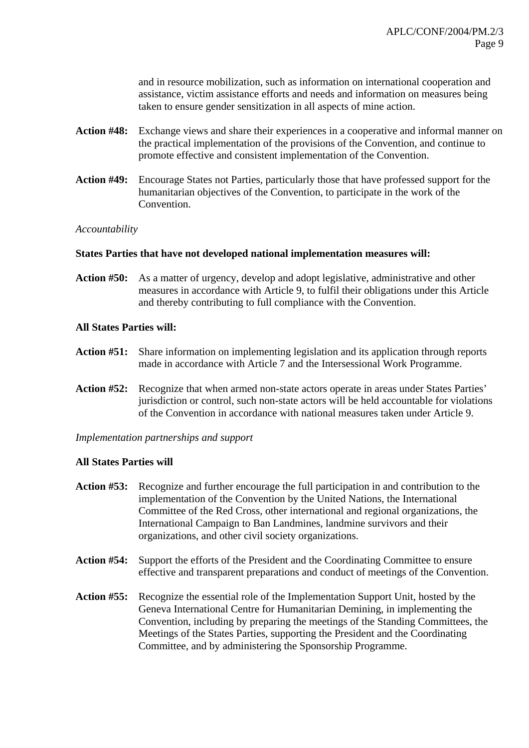and in resource mobilization, such as information on international cooperation and assistance, victim assistance efforts and needs and information on measures being taken to ensure gender sensitization in all aspects of mine action.

**Action #48:** Exchange views and share their experiences in a cooperative and informal manner on the practical implementation of the provisions of the Convention, and continue to promote effective and consistent implementation of the Convention.

**Action #49:** Encourage States not Parties, particularly those that have professed support for the humanitarian objectives of the Convention, to participate in the work of the Convention.

*Accountability*

**States Parties that have not developed national implementation measures will:**

**Action #50:** As a matter of urgency, develop and adopt legislative, administrative and other measures in accordance with Article 9, to fulfil their obligations under this Article and thereby contributing to full compliance with the Convention.

**All States Parties will:**

**Action #51:** Share information on implementing legislation and its application through reports made in accordance with Article 7 and the Intersessional Work Programme.

**Action #52:** Recognize that when armed non-state actors operate in areas under States Parties' jurisdiction or control, such non-state actors will be held accountable for violations of the Convention in accordance with national measures taken under Article 9.

*Implementation partnerships and support*

**All States Parties will**

**Action #53:** Recognize and further encourage the full participation in and contribution to the implementation of the Convention by the United Nations, the International Committee of the Red Cross, other international and regional organizations, the International Campaign to Ban Landmines, landmine survivors and their organizations, and other civil society organizations.

**Action #54:** Support the efforts of the President and the Coordinating Committee to ensure effective and transparent preparations and conduct of meetings of the Convention.

**Action #55:** Recognize the essential role of the Implementation Support Unit, hosted by the Geneva International Centre for Humanitarian Demining, in implementing the Convention, including by preparing the meetings of the Standing Committees, the Meetings of the States Parties, supporting the President and the Coordinating Committee, and by administering the Sponsorship Programme.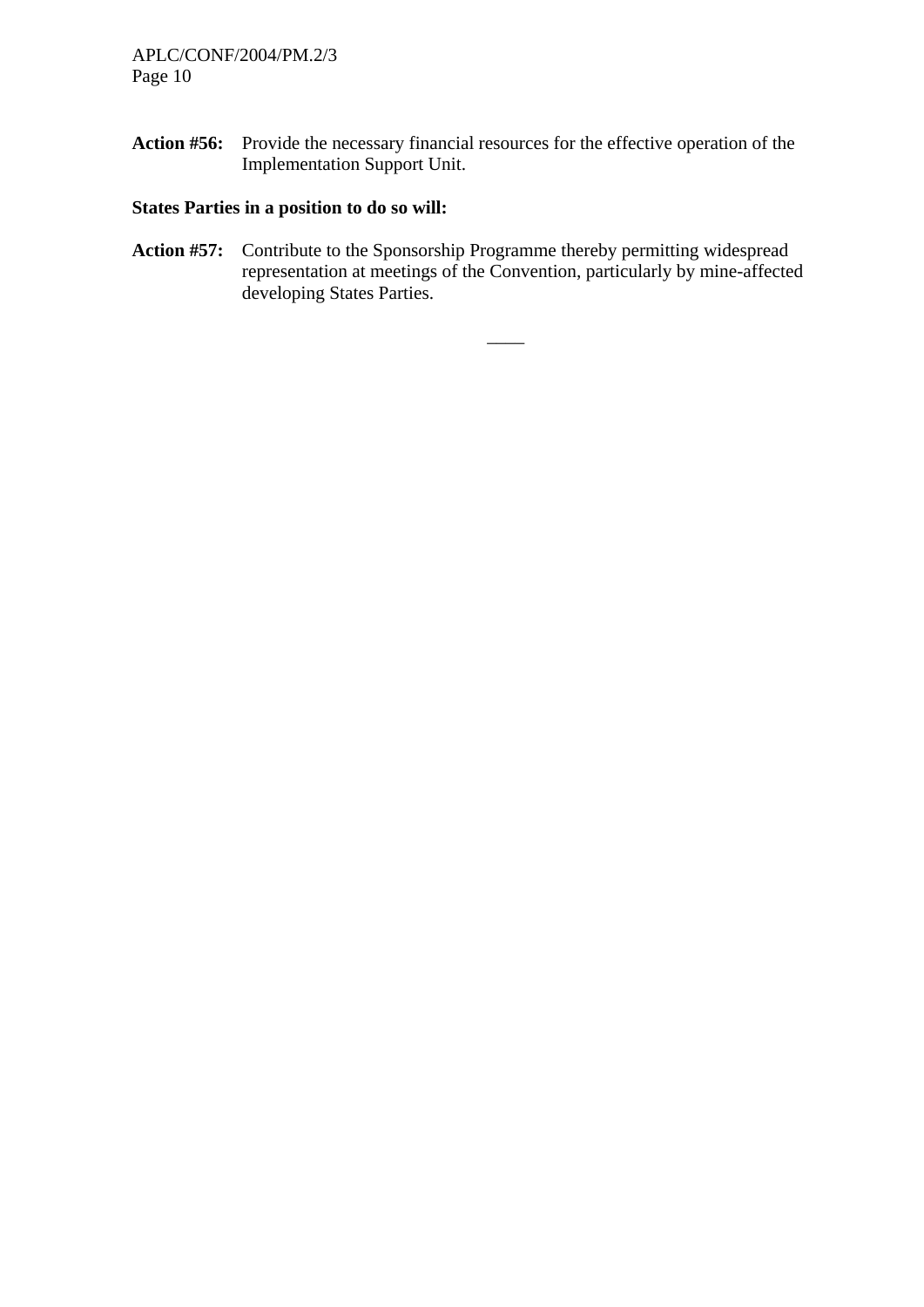**Action #56:** Provide the necessary financial resources for the effective operation of the Implementation Support Unit.

**States Parties in a position to do so will:**

**Action #57:** Contribute to the Sponsorship Programme thereby permitting widespread representation at meetings of the Convention, particularly by mine-affected developing States Parties.

----